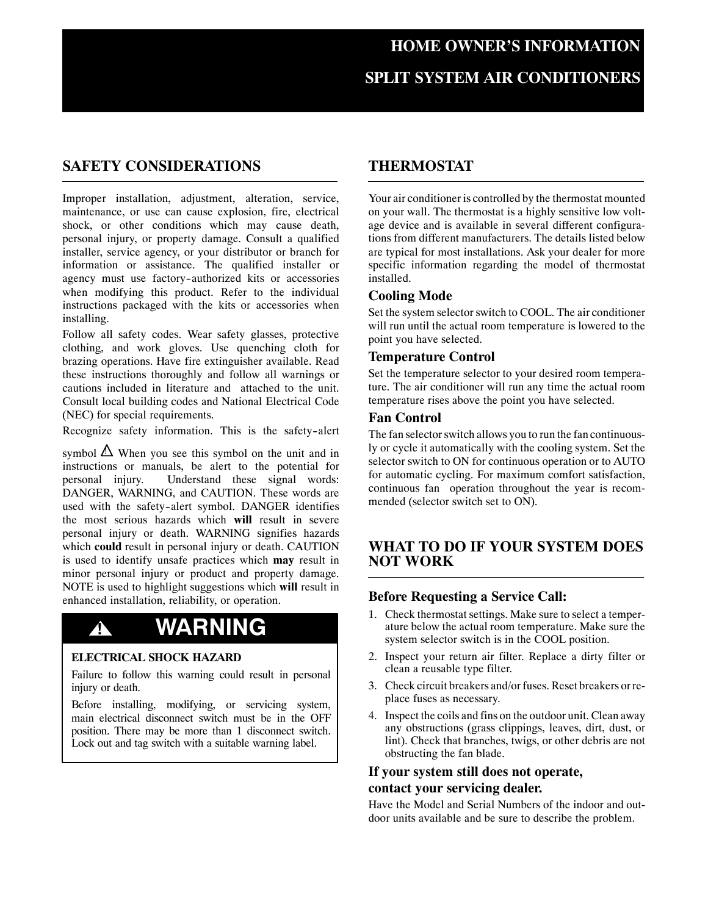# HOME OWNER'S INFORMATION

# SPLIT SYSTEM AIR CONDITIONERS

## SAFETY CONSIDERATIONS

Improper installation, adjustment, alteration, service, maintenance, or use can cause explosion, fire, electrical shock, or other conditions which may cause death, personal injury, or property damage. Consult a qualified installer, service agency, or your distributor or branch for information or assistance. The qualified installer or agency must use factory-authorized kits or accessories when modifying this product. Refer to the individual instructions packaged with the kits or accessories when installing.

Follow all safety codes. Wear safety glasses, protective clothing, and work gloves. Use quenching cloth for brazing operations. Have fire extinguisher available. Read these instructions thoroughly and follow all warnings or cautions included in literature and attached to the unit. Consult local building codes and National Electrical Code (NEC) for special requirements.

Recognize safety information. This is the safety-alert symbol ⚠ When you see this symbol on the unit and in instructions or manuals, be alert to the potential for personal injury. Understand these signal words: DANGER, WARNING, and CAUTION. These words are used with the safety-alert symbol. DANGER identifies the most serious hazards which **will** result in severe personal injury or death. WARNING signifies hazards which **could** result in personal injury or death. CAUTION is used to identify unsafe practices which **may** result in minor personal injury or product and property damage. NOTE is used to highlight suggestions which **will** result in enhanced installation, reliability, or operation.

### ⚠ WARNING

**ELECTRICAL SHOCK HAZARD**

Failure to follow this warning could result in personal injury or death.

Before installing, modifying, or servicing system, main electrical disconnect switch must be in the OFF position. There may be more than 1 disconnect switch. Lock out and tag switch with a suitable warning label.

## THERMOSTAT

Your air conditioner is controlled by the thermostat mounted on your wall. The thermostat is a highly sensitive low voltage device and is available in several different configurations from different manufacturers. The details listed below are typical for most installations. Ask your dealer for more specific information regarding the model of thermostat installed.

### Cooling Mode

Set the system selector switch to COOL. The air conditioner will run until the actual room temperature is lowered to the point you have selected.

### Temperature Control

Set the temperature selector to your desired room temperature. The air conditioner will run any time the actual room temperature rises above the point you have selected.

### Fan Control

The fan selector switch allows you to run the fan continuously or cycle it automatically with the cooling system. Set the selector switch to ON for continuous operation or to AUTO for automatic cycling. For maximum comfort satisfaction, continuous fan operation throughout the year is recommended (selector switch set to ON).

## WHAT TO DO IF YOUR SYSTEM DOES NOT WORK

### Before Requesting a Service Call:

1. Check thermostat settings. Make sure to select a temperature below the actual room temperature. Make sure the system selector switch is in the COOL position.
2. Inspect your return air filter. Replace a dirty filter or clean a reusable type filter.
3. Check circuit breakers and/or fuses. Reset breakers or replace fuses as necessary.
4. Inspect the coils and fins on the outdoor unit. Clean away any obstructions (grass clippings, leaves, dirt, dust, or lint). Check that branches, twigs, or other debris are not obstructing the fan blade.

### If your system still does not operate, contact your servicing dealer.

Have the Model and Serial Numbers of the indoor and outdoor units available and be sure to describe the problem.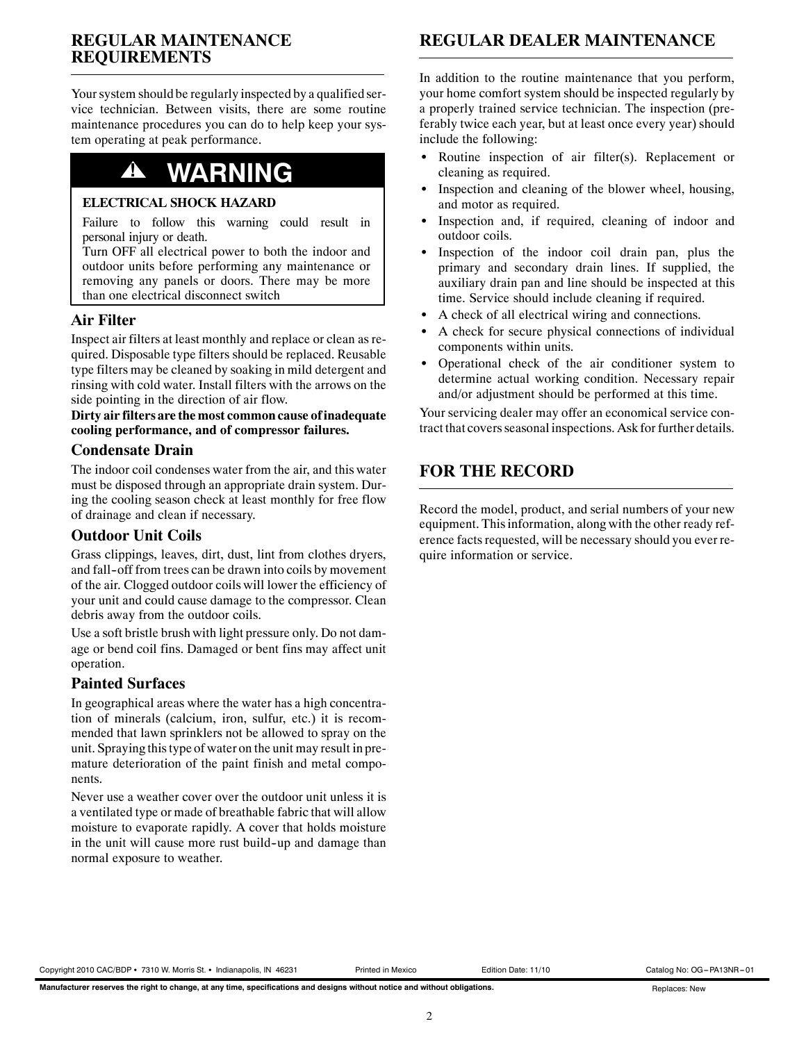## REGULAR MAINTENANCE REQUIREMENTS

Your system should be regularly inspected by a qualified service technician. Between visits, there are some routine maintenance procedures you can do to help keep your system operating at peak performance.

> **⚠ WARNING**
>
> **ELECTRICAL SHOCK HAZARD**
>
> Failure to follow this warning could result in personal injury or death.
>
> Turn OFF all electrical power to both the indoor and outdoor units before performing any maintenance or removing any panels or doors. There may be more than one electrical disconnect switch

### Air Filter

Inspect air filters at least monthly and replace or clean as required. Disposable type filters should be replaced. Reusable type filters may be cleaned by soaking in mild detergent and rinsing with cold water. Install filters with the arrows on the side pointing in the direction of air flow.

**Dirty air filters are the most common cause of inadequate cooling performance, and of compressor failures.**

### Condensate Drain

The indoor coil condenses water from the air, and this water must be disposed through an appropriate drain system. During the cooling season check at least monthly for free flow of drainage and clean if necessary.

### Outdoor Unit Coils

Grass clippings, leaves, dirt, dust, lint from clothes dryers, and fall-off from trees can be drawn into coils by movement of the air. Clogged outdoor coils will lower the efficiency of your unit and could cause damage to the compressor. Clean debris away from the outdoor coils.

Use a soft bristle brush with light pressure only. Do not damage or bend coil fins. Damaged or bent fins may affect unit operation.

### Painted Surfaces

In geographical areas where the water has a high concentration of minerals (calcium, iron, sulfur, etc.) it is recommended that lawn sprinklers not be allowed to spray on the unit. Spraying this type of water on the unit may result in premature deterioration of the paint finish and metal components.

Never use a weather cover over the outdoor unit unless it is a ventilated type or made of breathable fabric that will allow moisture to evaporate rapidly. A cover that holds moisture in the unit will cause more rust build-up and damage than normal exposure to weather.

## REGULAR DEALER MAINTENANCE

In addition to the routine maintenance that you perform, your home comfort system should be inspected regularly by a properly trained service technician. The inspection (preferably twice each year, but at least once every year) should include the following:

- Routine inspection of air filter(s). Replacement or cleaning as required.
- Inspection and cleaning of the blower wheel, housing, and motor as required.
- Inspection and, if required, cleaning of indoor and outdoor coils.
- Inspection of the indoor coil drain pan, plus the primary and secondary drain lines. If supplied, the auxiliary drain pan and line should be inspected at this time. Service should include cleaning if required.
- A check of all electrical wiring and connections.
- A check for secure physical connections of individual components within units.
- Operational check of the air conditioner system to determine actual working condition. Necessary repair and/or adjustment should be performed at this time.

Your servicing dealer may offer an economical service contract that covers seasonal inspections. Ask for further details.

## FOR THE RECORD

Record the model, product, and serial numbers of your new equipment. This information, along with the other ready reference facts requested, will be necessary should you ever require information or service.

Copyright 2010 CAC/BDP • 7310 W. Morris St. • Indianapolis, IN 46231 Printed in Mexico Edition Date: 11/10 Catalog No: OG-PA13NR-01

**Manufacturer reserves the right to change, at any time, specifications and designs without notice and without obligations.** Replaces: New